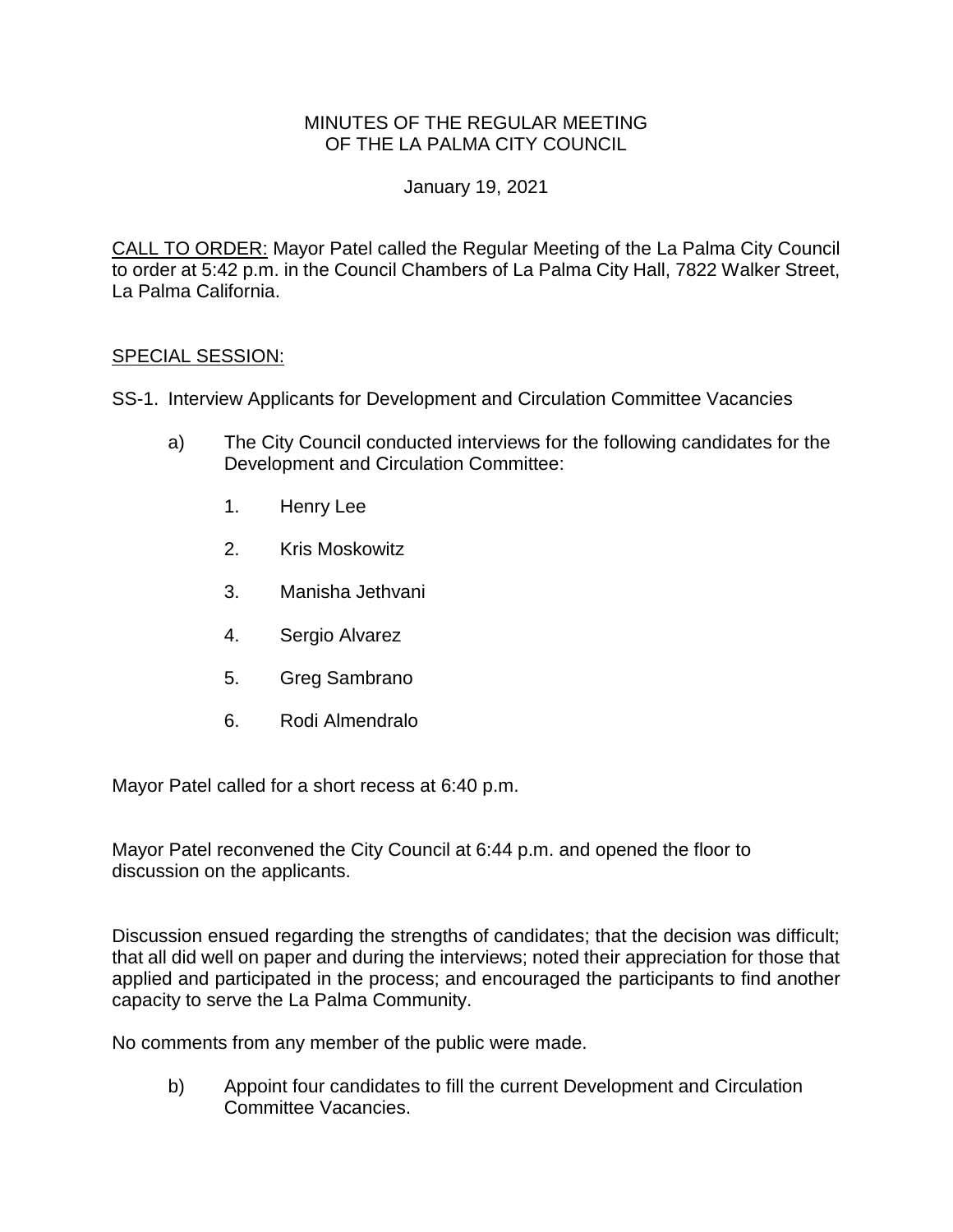# MINUTES OF THE REGULAR MEETING OF THE LA PALMA CITY COUNCIL

January 19, 2021

CALL TO ORDER: Mayor Patel called the Regular Meeting of the La Palma City Council to order at 5:42 p.m. in the Council Chambers of La Palma City Hall, 7822 Walker Street, La Palma California.

## SPECIAL SESSION:

SS-1. Interview Applicants for Development and Circulation Committee Vacancies

a) The City Council conducted interviews for the following candidates for the Development and Circulation Committee:

1. Henry Lee
2. Kris Moskowitz
3. Manisha Jethvani
4. Sergio Alvarez
5. Greg Sambrano
6. Rodi Almendralo

Mayor Patel called for a short recess at 6:40 p.m.

Mayor Patel reconvened the City Council at 6:44 p.m. and opened the floor to discussion on the applicants.

Discussion ensued regarding the strengths of candidates; that the decision was difficult; that all did well on paper and during the interviews; noted their appreciation for those that applied and participated in the process; and encouraged the participants to find another capacity to serve the La Palma Community.

No comments from any member of the public were made.

b) Appoint four candidates to fill the current Development and Circulation Committee Vacancies.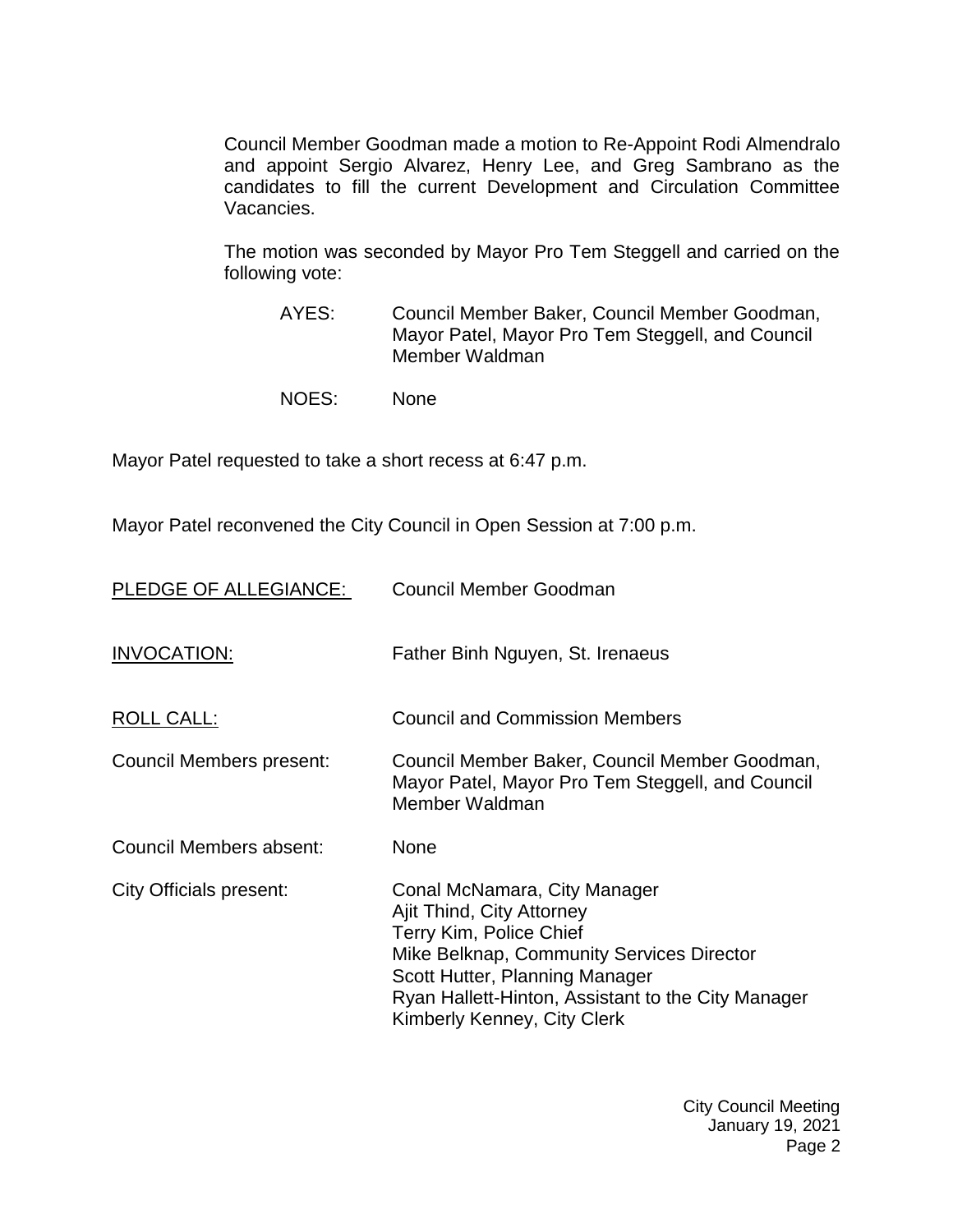Council Member Goodman made a motion to Re-Appoint Rodi Almendralo and appoint Sergio Alvarez, Henry Lee, and Greg Sambrano as the candidates to fill the current Development and Circulation Committee Vacancies.

The motion was seconded by Mayor Pro Tem Steggell and carried on the following vote:

AYES: Council Member Baker, Council Member Goodman, Mayor Patel, Mayor Pro Tem Steggell, and Council Member Waldman

NOES: None

Mayor Patel requested to take a short recess at 6:47 p.m.

Mayor Patel reconvened the City Council in Open Session at 7:00 p.m.

PLEDGE OF ALLEGIANCE: Council Member Goodman

INVOCATION: Father Binh Nguyen, St. Irenaeus

ROLL CALL: Council and Commission Members

Council Members present: Council Member Baker, Council Member Goodman, Mayor Patel, Mayor Pro Tem Steggell, and Council Member Waldman

Council Members absent: None

City Officials present:
Conal McNamara, City Manager
Ajit Thind, City Attorney
Terry Kim, Police Chief
Mike Belknap, Community Services Director
Scott Hutter, Planning Manager
Ryan Hallett-Hinton, Assistant to the City Manager
Kimberly Kenney, City Clerk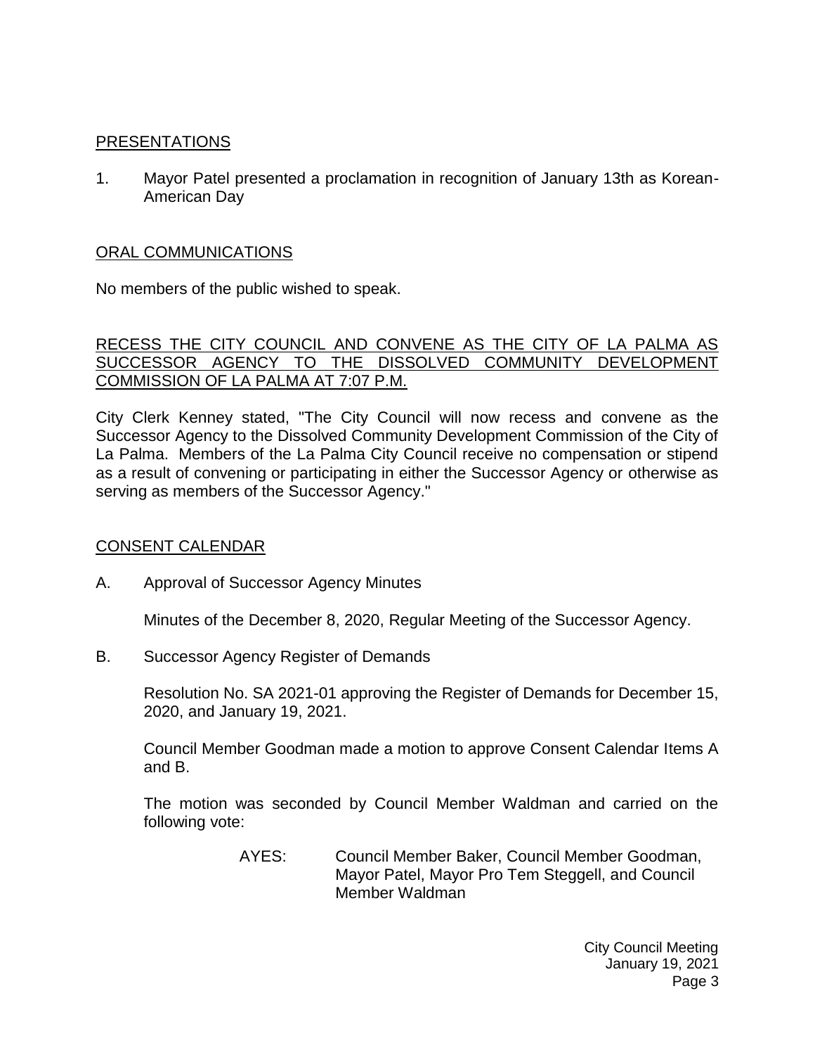## PRESENTATIONS

1. Mayor Patel presented a proclamation in recognition of January 13th as Korean-American Day

## ORAL COMMUNICATIONS

No members of the public wished to speak.

## RECESS THE CITY COUNCIL AND CONVENE AS THE CITY OF LA PALMA AS SUCCESSOR AGENCY TO THE DISSOLVED COMMUNITY DEVELOPMENT COMMISSION OF LA PALMA AT 7:07 P.M.

City Clerk Kenney stated, "The City Council will now recess and convene as the Successor Agency to the Dissolved Community Development Commission of the City of La Palma. Members of the La Palma City Council receive no compensation or stipend as a result of convening or participating in either the Successor Agency or otherwise as serving as members of the Successor Agency."

## CONSENT CALENDAR

A. Approval of Successor Agency Minutes

   Minutes of the December 8, 2020, Regular Meeting of the Successor Agency.

B. Successor Agency Register of Demands

   Resolution No. SA 2021-01 approving the Register of Demands for December 15, 2020, and January 19, 2021.

   Council Member Goodman made a motion to approve Consent Calendar Items A and B.

   The motion was seconded by Council Member Waldman and carried on the following vote:

   AYES: Council Member Baker, Council Member Goodman, Mayor Patel, Mayor Pro Tem Steggell, and Council Member Waldman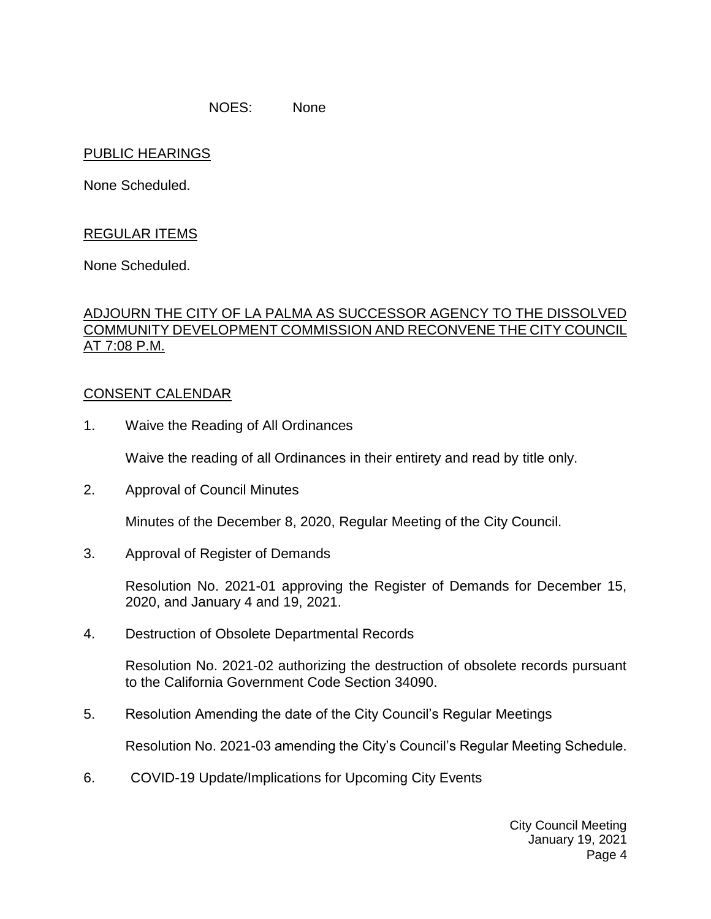NOES: None

PUBLIC HEARINGS

None Scheduled.

REGULAR ITEMS

None Scheduled.

ADJOURN THE CITY OF LA PALMA AS SUCCESSOR AGENCY TO THE DISSOLVED COMMUNITY DEVELOPMENT COMMISSION AND RECONVENE THE CITY COUNCIL AT 7:08 P.M.

CONSENT CALENDAR

1. Waive the Reading of All Ordinances

   Waive the reading of all Ordinances in their entirety and read by title only.

2. Approval of Council Minutes

   Minutes of the December 8, 2020, Regular Meeting of the City Council.

3. Approval of Register of Demands

   Resolution No. 2021-01 approving the Register of Demands for December 15, 2020, and January 4 and 19, 2021.

4. Destruction of Obsolete Departmental Records

   Resolution No. 2021-02 authorizing the destruction of obsolete records pursuant to the California Government Code Section 34090.

5. Resolution Amending the date of the City Council's Regular Meetings

   Resolution No. 2021-03 amending the City's Council's Regular Meeting Schedule.

6. COVID-19 Update/Implications for Upcoming City Events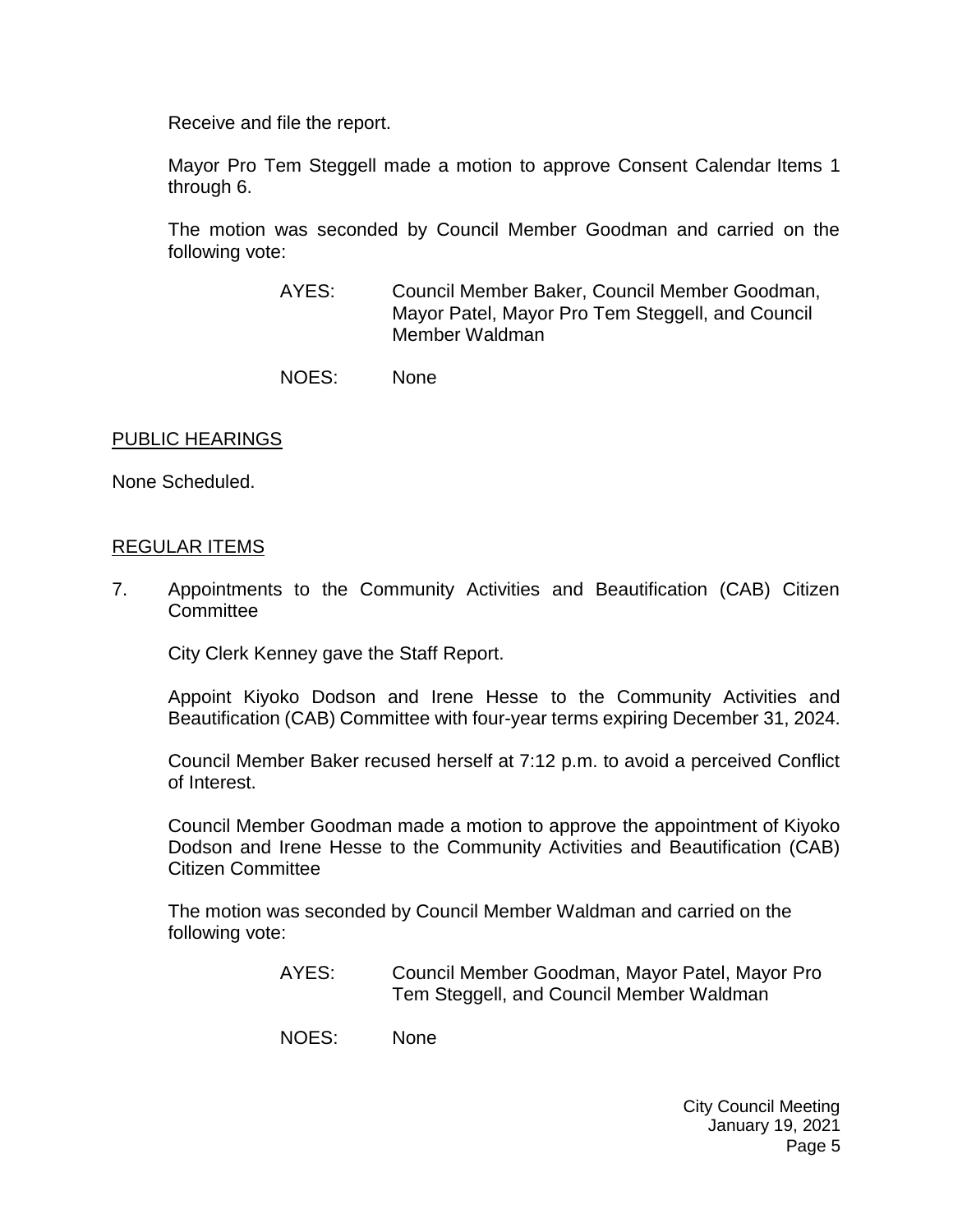Receive and file the report.

Mayor Pro Tem Steggell made a motion to approve Consent Calendar Items 1 through 6.

The motion was seconded by Council Member Goodman and carried on the following vote:

AYES: Council Member Baker, Council Member Goodman, Mayor Patel, Mayor Pro Tem Steggell, and Council Member Waldman

NOES: None

## PUBLIC HEARINGS

None Scheduled.

## REGULAR ITEMS

7. Appointments to the Community Activities and Beautification (CAB) Citizen Committee

   City Clerk Kenney gave the Staff Report.

   Appoint Kiyoko Dodson and Irene Hesse to the Community Activities and Beautification (CAB) Committee with four-year terms expiring December 31, 2024.

   Council Member Baker recused herself at 7:12 p.m. to avoid a perceived Conflict of Interest.

   Council Member Goodman made a motion to approve the appointment of Kiyoko Dodson and Irene Hesse to the Community Activities and Beautification (CAB) Citizen Committee

   The motion was seconded by Council Member Waldman and carried on the following vote:

   AYES: Council Member Goodman, Mayor Patel, Mayor Pro Tem Steggell, and Council Member Waldman

   NOES: None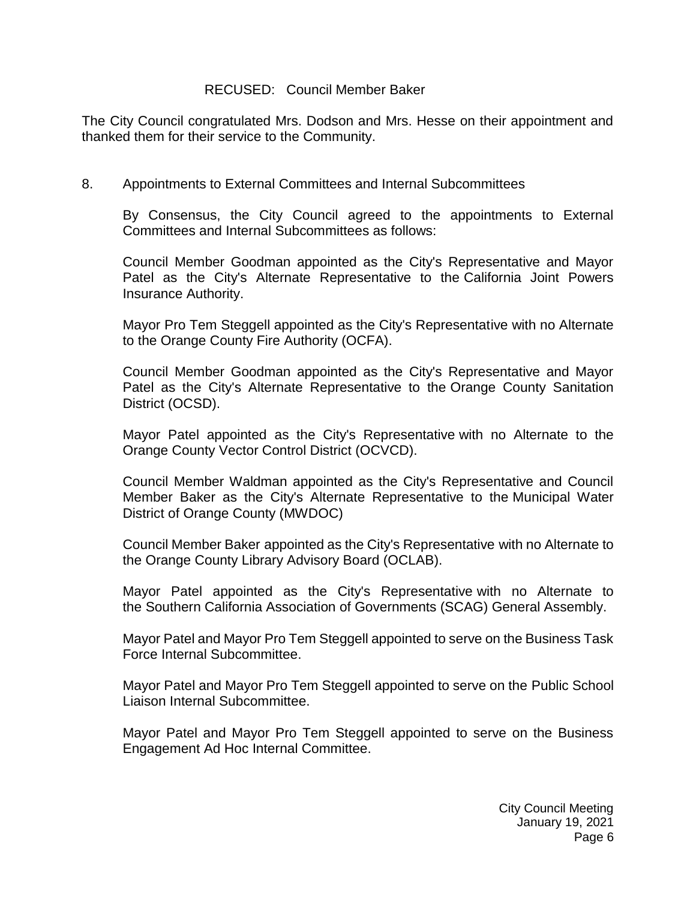RECUSED: Council Member Baker

The City Council congratulated Mrs. Dodson and Mrs. Hesse on their appointment and thanked them for their service to the Community.

8. Appointments to External Committees and Internal Subcommittees

By Consensus, the City Council agreed to the appointments to External Committees and Internal Subcommittees as follows:

Council Member Goodman appointed as the City's Representative and Mayor Patel as the City's Alternate Representative to the California Joint Powers Insurance Authority.

Mayor Pro Tem Steggell appointed as the City's Representative with no Alternate to the Orange County Fire Authority (OCFA).

Council Member Goodman appointed as the City's Representative and Mayor Patel as the City's Alternate Representative to the Orange County Sanitation District (OCSD).

Mayor Patel appointed as the City's Representative with no Alternate to the Orange County Vector Control District (OCVCD).

Council Member Waldman appointed as the City's Representative and Council Member Baker as the City's Alternate Representative to the Municipal Water District of Orange County (MWDOC)

Council Member Baker appointed as the City's Representative with no Alternate to the Orange County Library Advisory Board (OCLAB).

Mayor Patel appointed as the City's Representative with no Alternate to the Southern California Association of Governments (SCAG) General Assembly.

Mayor Patel and Mayor Pro Tem Steggell appointed to serve on the Business Task Force Internal Subcommittee.

Mayor Patel and Mayor Pro Tem Steggell appointed to serve on the Public School Liaison Internal Subcommittee.

Mayor Patel and Mayor Pro Tem Steggell appointed to serve on the Business Engagement Ad Hoc Internal Committee.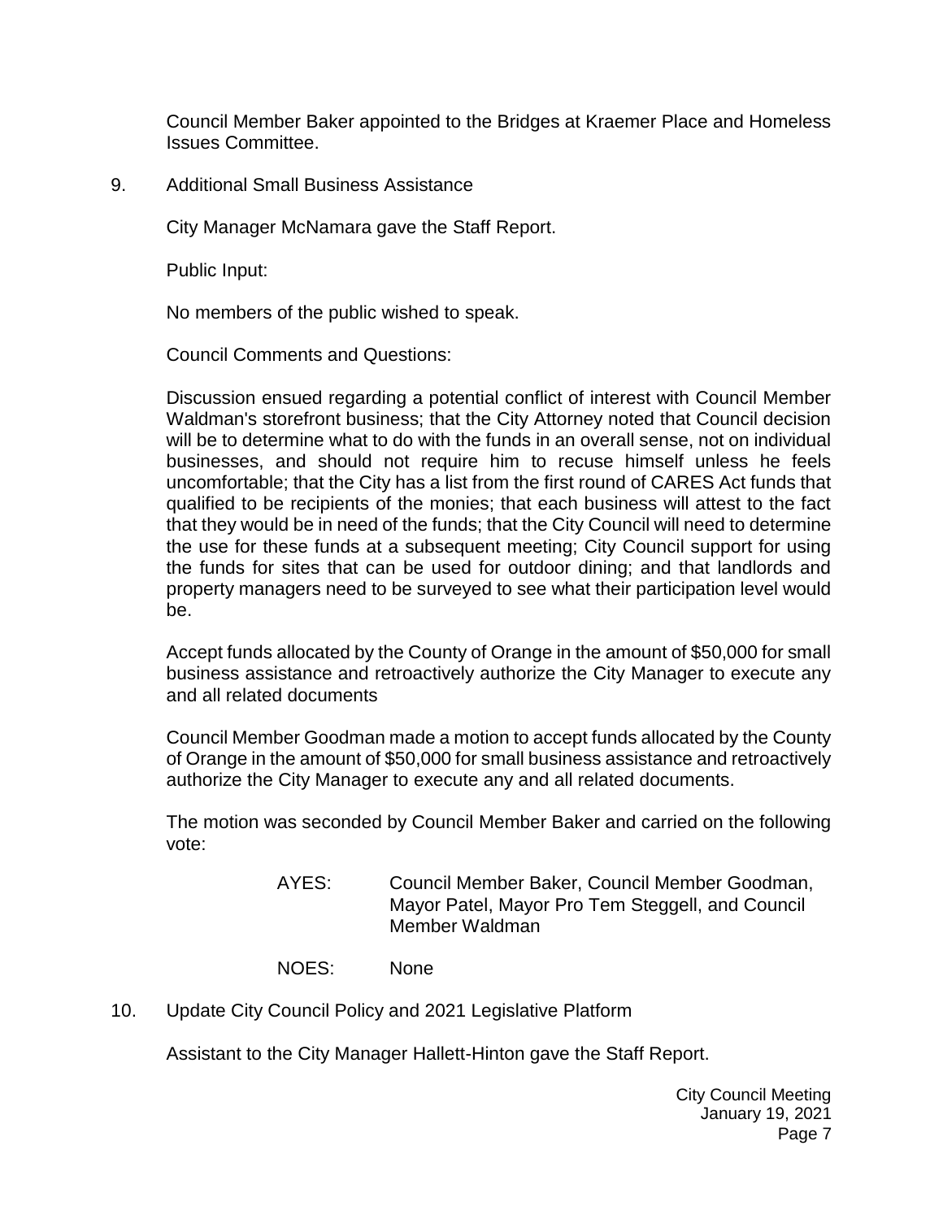Council Member Baker appointed to the Bridges at Kraemer Place and Homeless Issues Committee.

9. Additional Small Business Assistance

   City Manager McNamara gave the Staff Report.

   Public Input:

   No members of the public wished to speak.

   Council Comments and Questions:

   Discussion ensued regarding a potential conflict of interest with Council Member Waldman's storefront business; that the City Attorney noted that Council decision will be to determine what to do with the funds in an overall sense, not on individual businesses, and should not require him to recuse himself unless he feels uncomfortable; that the City has a list from the first round of CARES Act funds that qualified to be recipients of the monies; that each business will attest to the fact that they would be in need of the funds; that the City Council will need to determine the use for these funds at a subsequent meeting; City Council support for using the funds for sites that can be used for outdoor dining; and that landlords and property managers need to be surveyed to see what their participation level would be.

   Accept funds allocated by the County of Orange in the amount of $50,000 for small business assistance and retroactively authorize the City Manager to execute any and all related documents

   Council Member Goodman made a motion to accept funds allocated by the County of Orange in the amount of $50,000 for small business assistance and retroactively authorize the City Manager to execute any and all related documents.

   The motion was seconded by Council Member Baker and carried on the following vote:

   AYES: Council Member Baker, Council Member Goodman, Mayor Patel, Mayor Pro Tem Steggell, and Council Member Waldman

   NOES: None

10. Update City Council Policy and 2021 Legislative Platform

    Assistant to the City Manager Hallett-Hinton gave the Staff Report.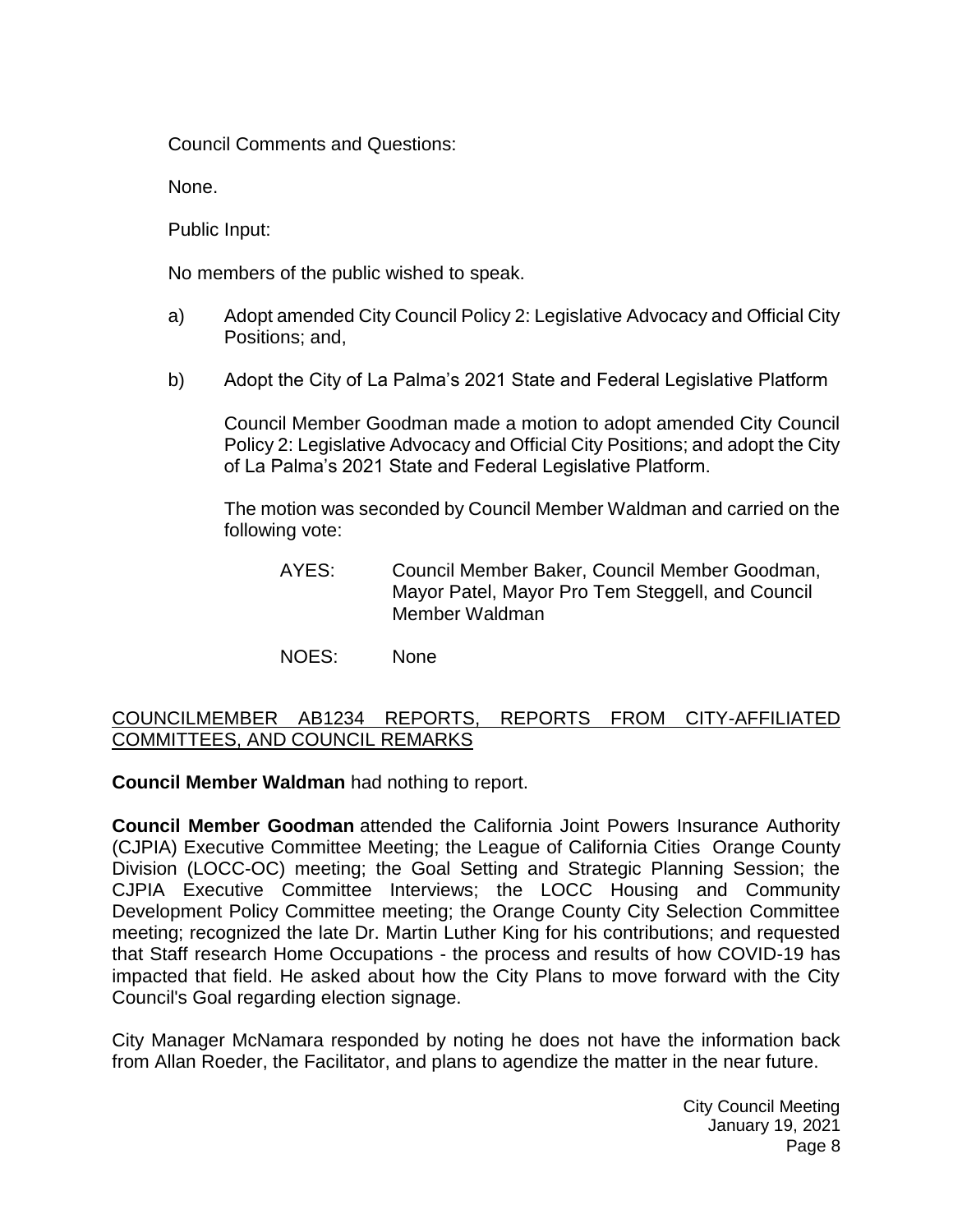Council Comments and Questions:

None.

Public Input:

No members of the public wished to speak.

a) Adopt amended City Council Policy 2: Legislative Advocacy and Official City Positions; and,

b) Adopt the City of La Palma's 2021 State and Federal Legislative Platform

Council Member Goodman made a motion to adopt amended City Council Policy 2: Legislative Advocacy and Official City Positions; and adopt the City of La Palma's 2021 State and Federal Legislative Platform.

The motion was seconded by Council Member Waldman and carried on the following vote:

AYES: Council Member Baker, Council Member Goodman, Mayor Patel, Mayor Pro Tem Steggell, and Council Member Waldman

NOES: None

<u>COUNCILMEMBER AB1234 REPORTS, REPORTS FROM CITY-AFFILIATED COMMITTEES, AND COUNCIL REMARKS</u>

**Council Member Waldman** had nothing to report.

**Council Member Goodman** attended the California Joint Powers Insurance Authority (CJPIA) Executive Committee Meeting; the League of California Cities Orange County Division (LOCC-OC) meeting; the Goal Setting and Strategic Planning Session; the CJPIA Executive Committee Interviews; the LOCC Housing and Community Development Policy Committee meeting; the Orange County City Selection Committee meeting; recognized the late Dr. Martin Luther King for his contributions; and requested that Staff research Home Occupations - the process and results of how COVID-19 has impacted that field. He asked about how the City Plans to move forward with the City Council's Goal regarding election signage.

City Manager McNamara responded by noting he does not have the information back from Allan Roeder, the Facilitator, and plans to agendize the matter in the near future.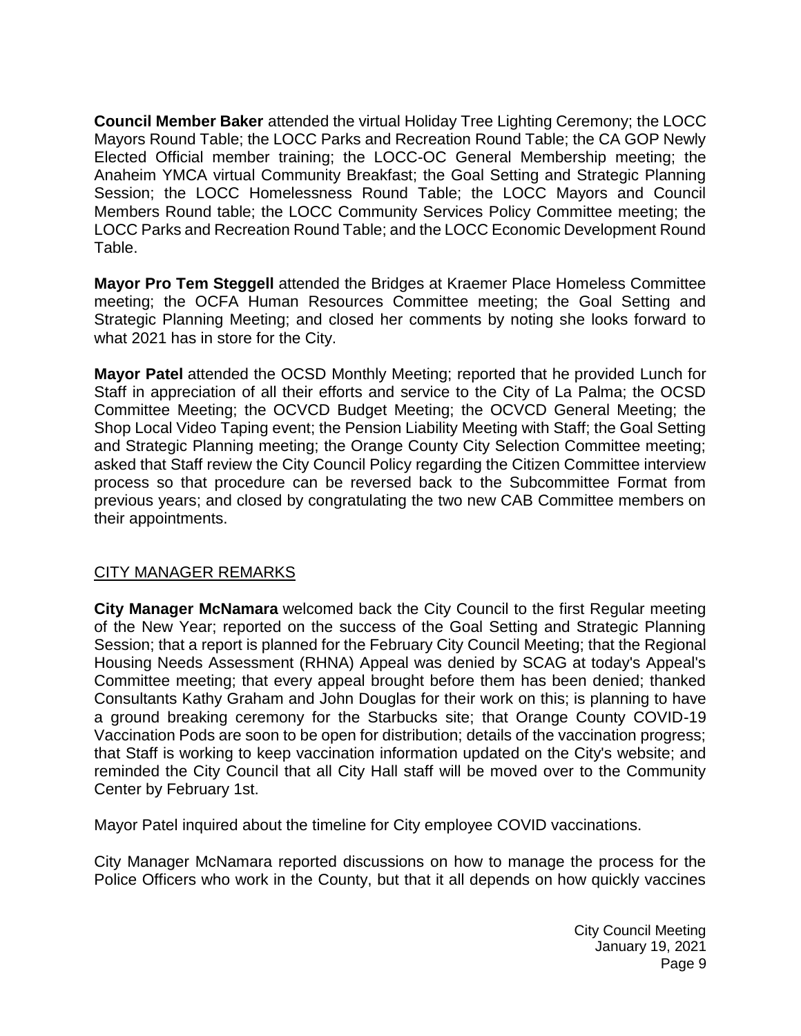**Council Member Baker** attended the virtual Holiday Tree Lighting Ceremony; the LOCC Mayors Round Table; the LOCC Parks and Recreation Round Table; the CA GOP Newly Elected Official member training; the LOCC-OC General Membership meeting; the Anaheim YMCA virtual Community Breakfast; the Goal Setting and Strategic Planning Session; the LOCC Homelessness Round Table; the LOCC Mayors and Council Members Round table; the LOCC Community Services Policy Committee meeting; the LOCC Parks and Recreation Round Table; and the LOCC Economic Development Round Table.

**Mayor Pro Tem Steggell** attended the Bridges at Kraemer Place Homeless Committee meeting; the OCFA Human Resources Committee meeting; the Goal Setting and Strategic Planning Meeting; and closed her comments by noting she looks forward to what 2021 has in store for the City.

**Mayor Patel** attended the OCSD Monthly Meeting; reported that he provided Lunch for Staff in appreciation of all their efforts and service to the City of La Palma; the OCSD Committee Meeting; the OCVCD Budget Meeting; the OCVCD General Meeting; the Shop Local Video Taping event; the Pension Liability Meeting with Staff; the Goal Setting and Strategic Planning meeting; the Orange County City Selection Committee meeting; asked that Staff review the City Council Policy regarding the Citizen Committee interview process so that procedure can be reversed back to the Subcommittee Format from previous years; and closed by congratulating the two new CAB Committee members on their appointments.

## CITY MANAGER REMARKS

**City Manager McNamara** welcomed back the City Council to the first Regular meeting of the New Year; reported on the success of the Goal Setting and Strategic Planning Session; that a report is planned for the February City Council Meeting; that the Regional Housing Needs Assessment (RHNA) Appeal was denied by SCAG at today's Appeal's Committee meeting; that every appeal brought before them has been denied; thanked Consultants Kathy Graham and John Douglas for their work on this; is planning to have a ground breaking ceremony for the Starbucks site; that Orange County COVID-19 Vaccination Pods are soon to be open for distribution; details of the vaccination progress; that Staff is working to keep vaccination information updated on the City's website; and reminded the City Council that all City Hall staff will be moved over to the Community Center by February 1st.

Mayor Patel inquired about the timeline for City employee COVID vaccinations.

City Manager McNamara reported discussions on how to manage the process for the Police Officers who work in the County, but that it all depends on how quickly vaccines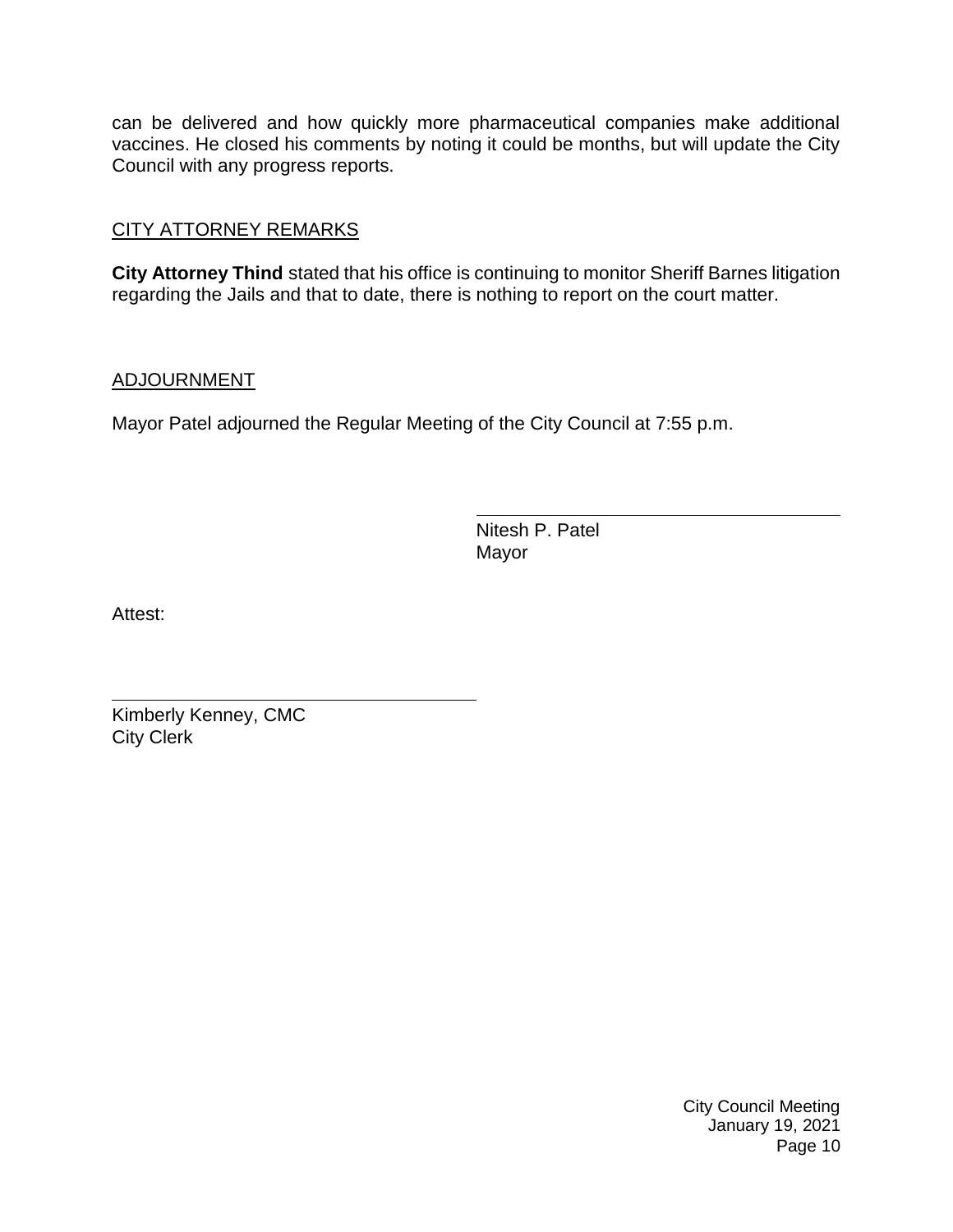can be delivered and how quickly more pharmaceutical companies make additional vaccines. He closed his comments by noting it could be months, but will update the City Council with any progress reports.

## CITY ATTORNEY REMARKS

**City Attorney Thind** stated that his office is continuing to monitor Sheriff Barnes litigation regarding the Jails and that to date, there is nothing to report on the court matter.

## ADJOURNMENT

Mayor Patel adjourned the Regular Meeting of the City Council at 7:55 p.m.

Nitesh P. Patel
Mayor

Attest:

Kimberly Kenney, CMC
City Clerk